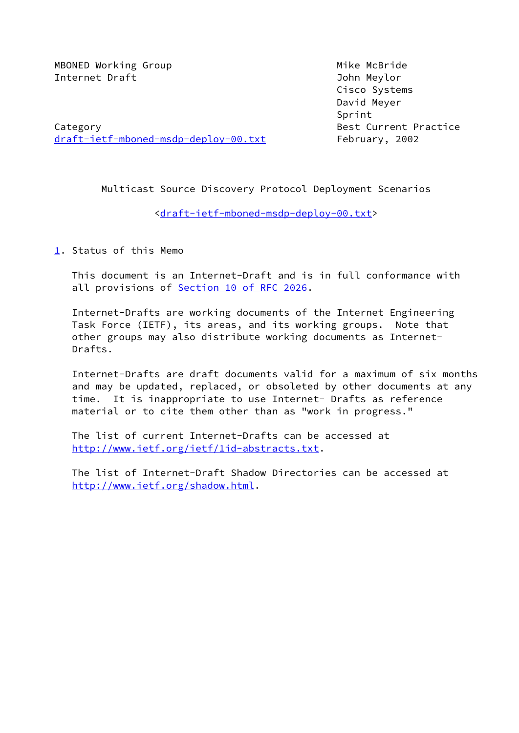MBONED Working Group  
Internet Draft

Mike McBride  
John Meylor  
Cisco Systems  
David Meyer  
Sprint

Category: Best Current Practice  
draft-ietf-mboned-msdp-deploy-00.txt  
February, 2002

# Multicast Source Discovery Protocol Deployment Scenarios

<draft-ietf-mboned-msdp-deploy-00.txt>

## 1. Status of this Memo

This document is an Internet-Draft and is in full conformance with all provisions of Section 10 of RFC 2026.

Internet-Drafts are working documents of the Internet Engineering Task Force (IETF), its areas, and its working groups. Note that other groups may also distribute working documents as Internet-Drafts.

Internet-Drafts are draft documents valid for a maximum of six months and may be updated, replaced, or obsoleted by other documents at any time. It is inappropriate to use Internet- Drafts as reference material or to cite them other than as "work in progress."

The list of current Internet-Drafts can be accessed at http://www.ietf.org/ietf/1id-abstracts.txt.

The list of Internet-Draft Shadow Directories can be accessed at http://www.ietf.org/shadow.html.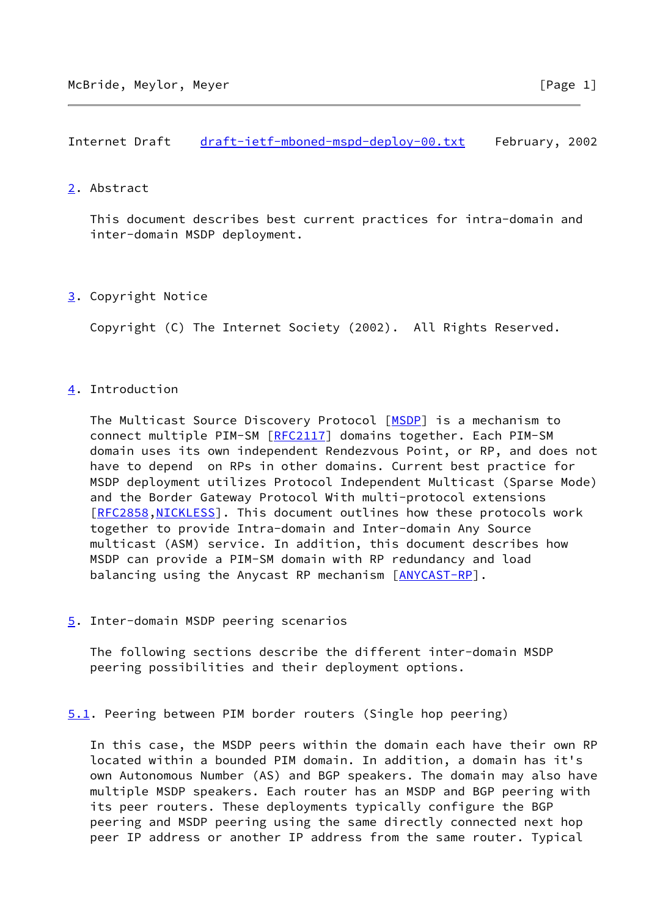## 2. Abstract

This document describes best current practices for intra-domain and inter-domain MSDP deployment.

## 3. Copyright Notice

Copyright (C) The Internet Society (2002). All Rights Reserved.

## 4. Introduction

The Multicast Source Discovery Protocol [MSDP] is a mechanism to connect multiple PIM-SM [RFC2117] domains together. Each PIM-SM domain uses its own independent Rendezvous Point, or RP, and does not have to depend on RPs in other domains. Current best practice for MSDP deployment utilizes Protocol Independent Multicast (Sparse Mode) and the Border Gateway Protocol With multi-protocol extensions [RFC2858,NICKLESS]. This document outlines how these protocols work together to provide Intra-domain and Inter-domain Any Source multicast (ASM) service. In addition, this document describes how MSDP can provide a PIM-SM domain with RP redundancy and load balancing using the Anycast RP mechanism [ANYCAST-RP].

## 5. Inter-domain MSDP peering scenarios

The following sections describe the different inter-domain MSDP peering possibilities and their deployment options.

### 5.1. Peering between PIM border routers (Single hop peering)

In this case, the MSDP peers within the domain each have their own RP located within a bounded PIM domain. In addition, a domain has it's own Autonomous Number (AS) and BGP speakers. The domain may also have multiple MSDP speakers. Each router has an MSDP and BGP peering with its peer routers. These deployments typically configure the BGP peering and MSDP peering using the same directly connected next hop peer IP address or another IP address from the same router. Typical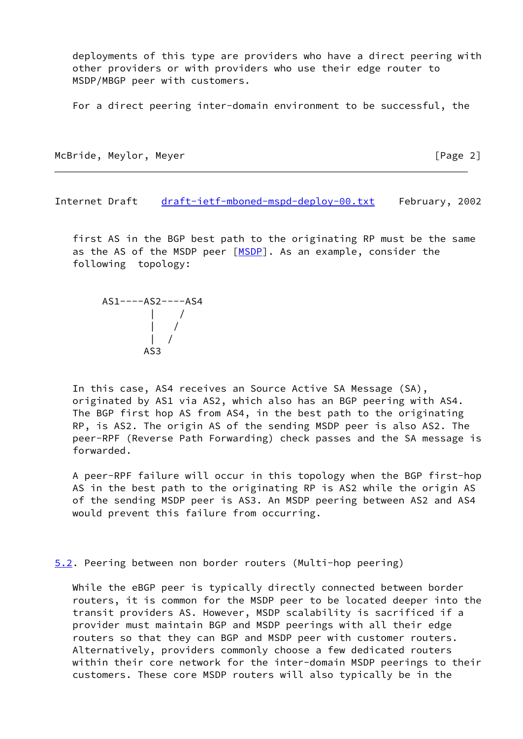deployments of this type are providers who have a direct peering with other providers or with providers who use their edge router to MSDP/MBGP peer with customers.

For a direct peering inter-domain environment to be successful, the first AS in the BGP best path to the originating RP must be the same as the AS of the MSDP peer [MSDP]. As an example, consider the following topology:

```
AS1----AS2----AS4
        |    /
        |   /
        |  /
       AS3
```

In this case, AS4 receives an Source Active SA Message (SA), originated by AS1 via AS2, which also has an BGP peering with AS4. The BGP first hop AS from AS4, in the best path to the originating RP, is AS2. The origin AS of the sending MSDP peer is also AS2. The peer-RPF (Reverse Path Forwarding) check passes and the SA message is forwarded.

A peer-RPF failure will occur in this topology when the BGP first-hop AS in the best path to the originating RP is AS2 while the origin AS of the sending MSDP peer is AS3. An MSDP peering between AS2 and AS4 would prevent this failure from occurring.

### 5.2. Peering between non border routers (Multi-hop peering)

While the eBGP peer is typically directly connected between border routers, it is common for the MSDP peer to be located deeper into the transit providers AS. However, MSDP scalability is sacrificed if a provider must maintain BGP and MSDP peerings with all their edge routers so that they can BGP and MSDP peer with customer routers. Alternatively, providers commonly choose a few dedicated routers within their core network for the inter-domain MSDP peerings to their customers. These core MSDP routers will also typically be in the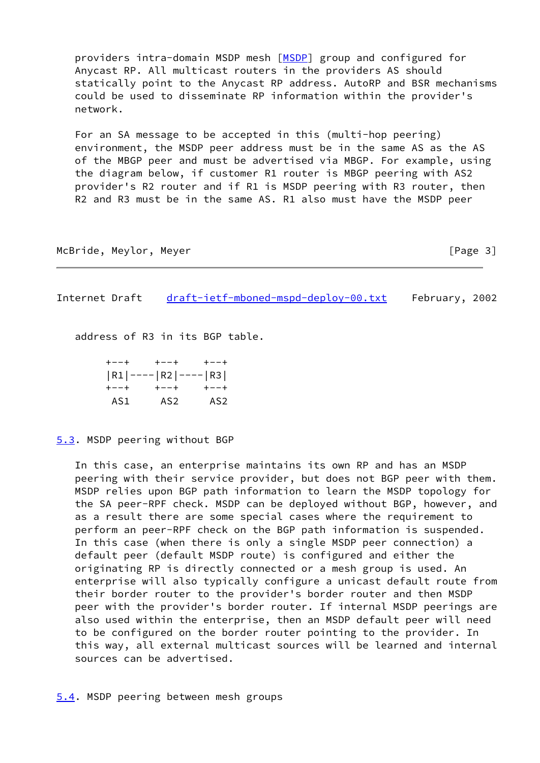providers intra-domain MSDP mesh [MSDP] group and configured for Anycast RP. All multicast routers in the providers AS should statically point to the Anycast RP address. AutoRP and BSR mechanisms could be used to disseminate RP information within the provider's network.

For an SA message to be accepted in this (multi-hop peering) environment, the MSDP peer address must be in the same AS as the AS of the MBGP peer and must be advertised via MBGP. For example, using the diagram below, if customer R1 router is MBGP peering with AS2 provider's R2 router and if R1 is MSDP peering with R3 router, then R2 and R3 must be in the same AS. R1 also must have the MSDP peer address of R3 in its BGP table.

```
+--+    +--+    +--+
|R1|----|R2|----|R3|
+--+    +--+    +--+
 AS1     AS2     AS2
```

## 5.3. MSDP peering without BGP

In this case, an enterprise maintains its own RP and has an MSDP peering with their service provider, but does not BGP peer with them. MSDP relies upon BGP path information to learn the MSDP topology for the SA peer-RPF check. MSDP can be deployed without BGP, however, and as a result there are some special cases where the requirement to perform an peer-RPF check on the BGP path information is suspended. In this case (when there is only a single MSDP peer connection) a default peer (default MSDP route) is configured and either the originating RP is directly connected or a mesh group is used. An enterprise will also typically configure a unicast default route from their border router to the provider's border router and then MSDP peer with the provider's border router. If internal MSDP peerings are also used within the enterprise, then an MSDP default peer will need to be configured on the border router pointing to the provider. In this way, all external multicast sources will be learned and internal sources can be advertised.

## 5.4. MSDP peering between mesh groups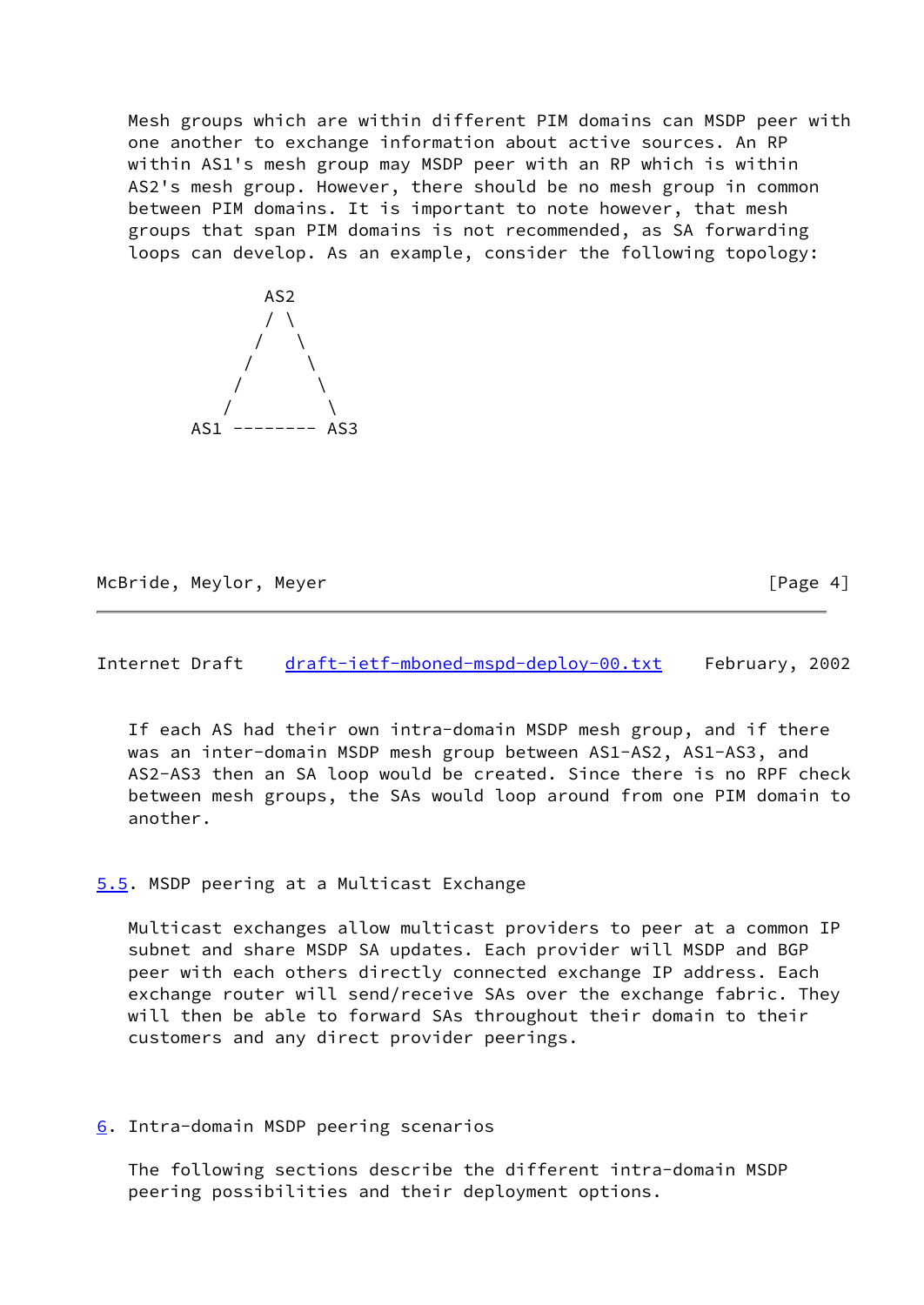Mesh groups which are within different PIM domains can MSDP peer with one another to exchange information about active sources. An RP within AS1's mesh group may MSDP peer with an RP which is within AS2's mesh group. However, there should be no mesh group in common between PIM domains. It is important to note however, that mesh groups that span PIM domains is not recommended, as SA forwarding loops can develop. As an example, consider the following topology:

```
            AS2
            / \
           /   \
          /     \
         /       \
        /         \
     AS1 -------- AS3
```

If each AS had their own intra-domain MSDP mesh group, and if there was an inter-domain MSDP mesh group between AS1-AS2, AS1-AS3, and AS2-AS3 then an SA loop would be created. Since there is no RPF check between mesh groups, the SAs would loop around from one PIM domain to another.

### 5.5. MSDP peering at a Multicast Exchange

Multicast exchanges allow multicast providers to peer at a common IP subnet and share MSDP SA updates. Each provider will MSDP and BGP peer with each others directly connected exchange IP address. Each exchange router will send/receive SAs over the exchange fabric. They will then be able to forward SAs throughout their domain to their customers and any direct provider peerings.

## 6. Intra-domain MSDP peering scenarios

The following sections describe the different intra-domain MSDP peering possibilities and their deployment options.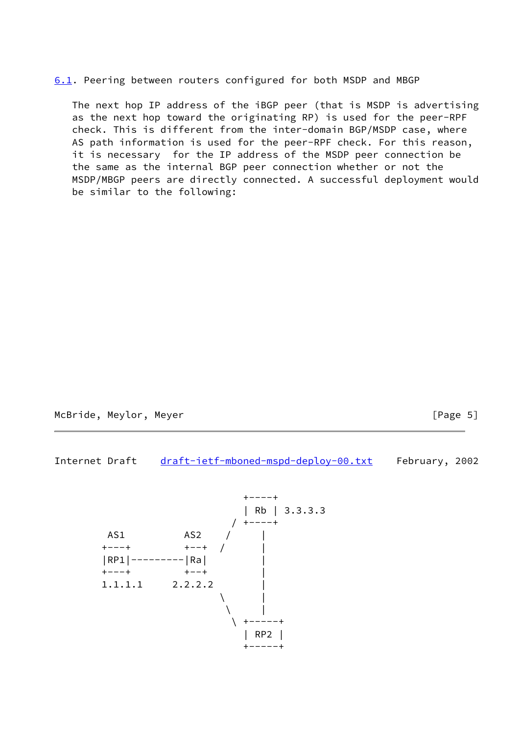## 6.1. Peering between routers configured for both MSDP and MBGP

The next hop IP address of the iBGP peer (that is MSDP is advertising as the next hop toward the originating RP) is used for the peer-RPF check. This is different from the inter-domain BGP/MSDP case, where AS path information is used for the peer-RPF check. For this reason, it is necessary for the IP address of the MSDP peer connection be the same as the internal BGP peer connection whether or not the MSDP/MBGP peers are directly connected. A successful deployment would be similar to the following:

```
                                 +----+
                                 | Rb | 3.3.3.3
                               / +----+
         AS1          AS2     /     |
        +---+         +--+   /      |
        |RP1|---------|Ra|          |
        +---+         +--+          |
        1.1.1.1     2.2.2.2         |
                             \      |
                              \     |
                               \ +-----+
                                 | RP2 |
                                 +-----+
```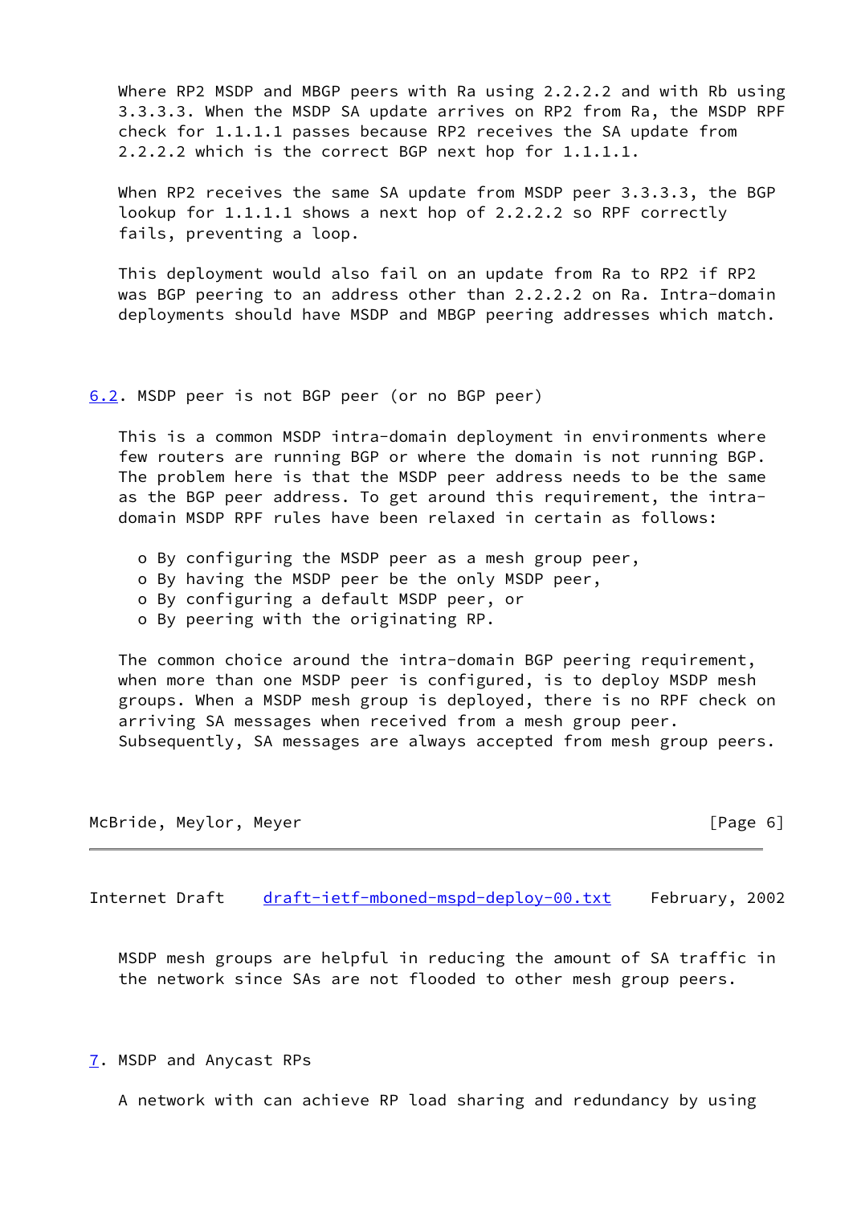Where RP2 MSDP and MBGP peers with Ra using 2.2.2.2 and with Rb using 3.3.3.3. When the MSDP SA update arrives on RP2 from Ra, the MSDP RPF check for 1.1.1.1 passes because RP2 receives the SA update from 2.2.2.2 which is the correct BGP next hop for 1.1.1.1.

When RP2 receives the same SA update from MSDP peer 3.3.3.3, the BGP lookup for 1.1.1.1 shows a next hop of 2.2.2.2 so RPF correctly fails, preventing a loop.

This deployment would also fail on an update from Ra to RP2 if RP2 was BGP peering to an address other than 2.2.2.2 on Ra. Intra-domain deployments should have MSDP and MBGP peering addresses which match.

## 6.2. MSDP peer is not BGP peer (or no BGP peer)

This is a common MSDP intra-domain deployment in environments where few routers are running BGP or where the domain is not running BGP. The problem here is that the MSDP peer address needs to be the same as the BGP peer address. To get around this requirement, the intra-domain MSDP RPF rules have been relaxed in certain as follows:

- By configuring the MSDP peer as a mesh group peer,
- By having the MSDP peer be the only MSDP peer,
- By configuring a default MSDP peer, or
- By peering with the originating RP.

The common choice around the intra-domain BGP peering requirement, when more than one MSDP peer is configured, is to deploy MSDP mesh groups. When a MSDP mesh group is deployed, there is no RPF check on arriving SA messages when received from a mesh group peer. Subsequently, SA messages are always accepted from mesh group peers.

MSDP mesh groups are helpful in reducing the amount of SA traffic in the network since SAs are not flooded to other mesh group peers.

## 7. MSDP and Anycast RPs

A network with can achieve RP load sharing and redundancy by using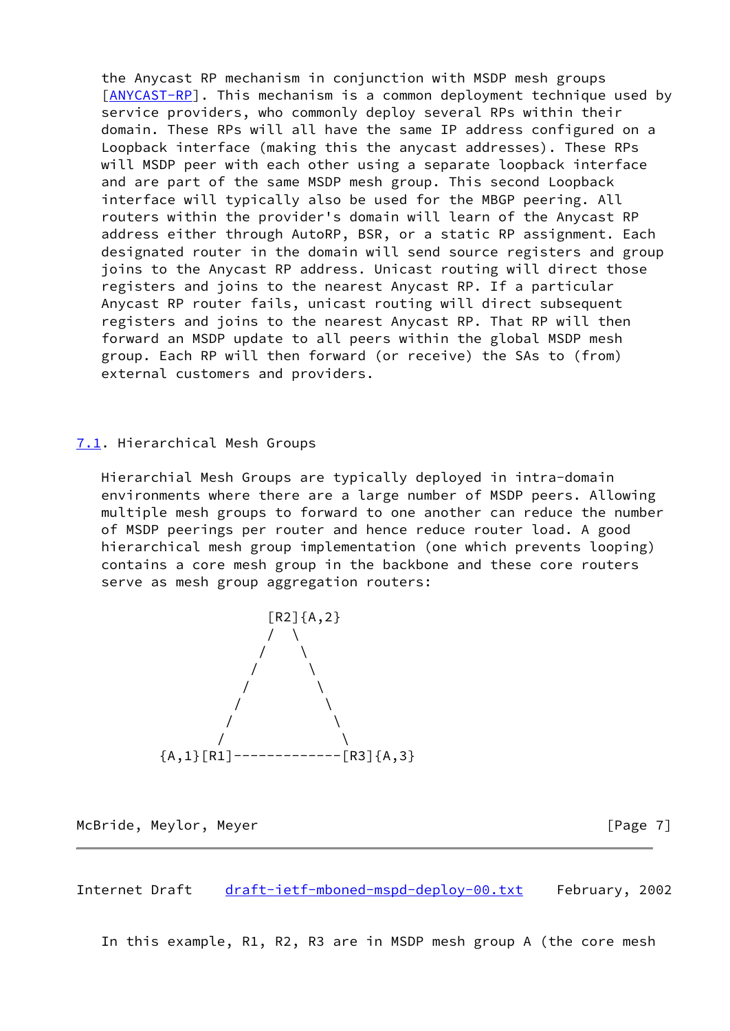the Anycast RP mechanism in conjunction with MSDP mesh groups [ANYCAST-RP]. This mechanism is a common deployment technique used by service providers, who commonly deploy several RPs within their domain. These RPs will all have the same IP address configured on a Loopback interface (making this the anycast addresses). These RPs will MSDP peer with each other using a separate loopback interface and are part of the same MSDP mesh group. This second Loopback interface will typically also be used for the MBGP peering. All routers within the provider's domain will learn of the Anycast RP address either through AutoRP, BSR, or a static RP assignment. Each designated router in the domain will send source registers and group joins to the Anycast RP address. Unicast routing will direct those registers and joins to the nearest Anycast RP. If a particular Anycast RP router fails, unicast routing will direct subsequent registers and joins to the nearest Anycast RP. That RP will then forward an MSDP update to all peers within the global MSDP mesh group. Each RP will then forward (or receive) the SAs to (from) external customers and providers.

## 7.1. Hierarchical Mesh Groups

Hierarchial Mesh Groups are typically deployed in intra-domain environments where there are a large number of MSDP peers. Allowing multiple mesh groups to forward to one another can reduce the number of MSDP peerings per router and hence reduce router load. A good hierarchical mesh group implementation (one which prevents looping) contains a core mesh group in the backbone and these core routers serve as mesh group aggregation routers:

```
                    [R2]{A,2}
                    /  \
                   /    \
                  /      \
                 /        \
                /          \
               /            \
              /              \
      {A,1}[R1]-------------[R3]{A,3}
```

In this example, R1, R2, R3 are in MSDP mesh group A (the core mesh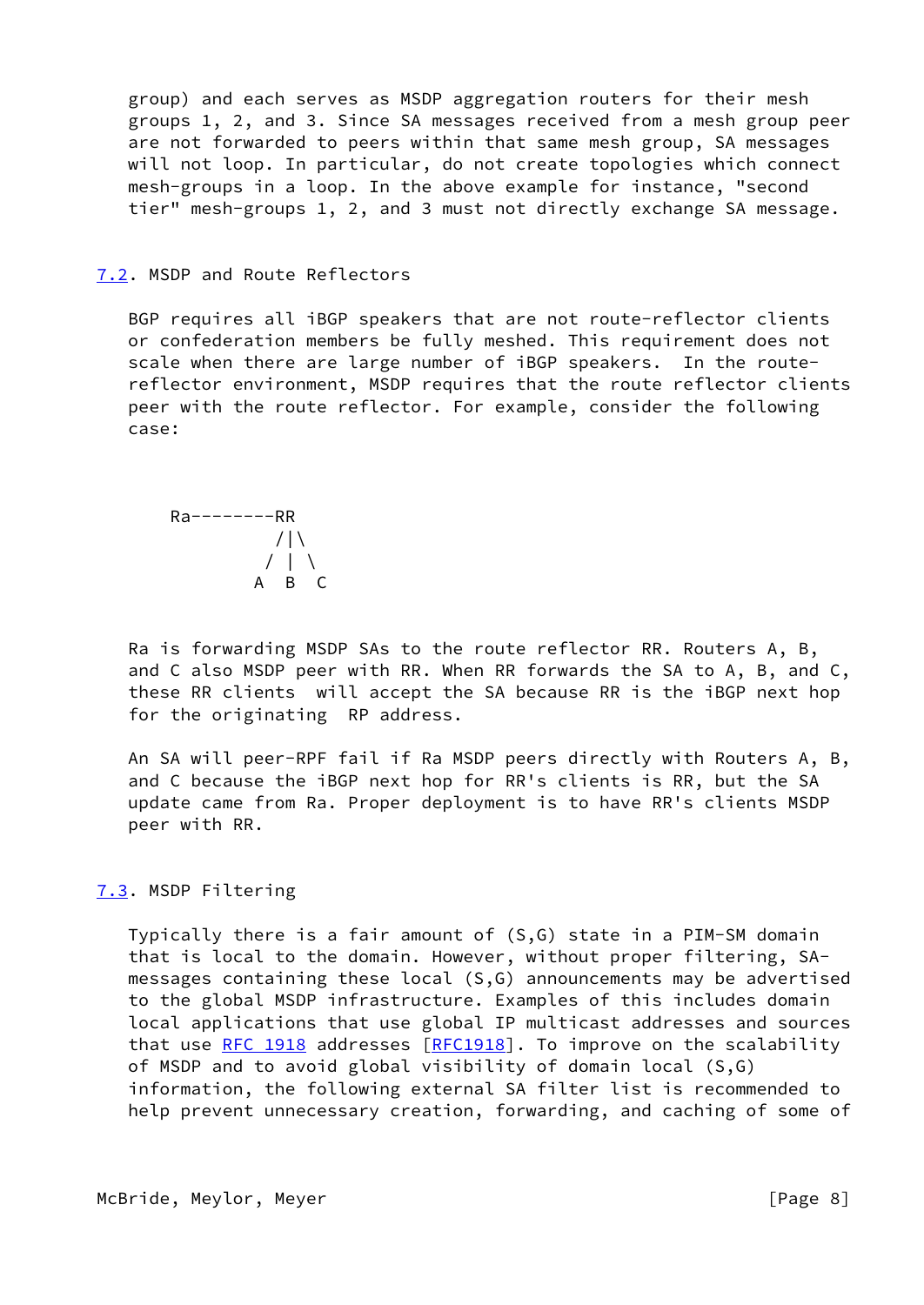group) and each serves as MSDP aggregation routers for their mesh groups 1, 2, and 3. Since SA messages received from a mesh group peer are not forwarded to peers within that same mesh group, SA messages will not loop. In particular, do not create topologies which connect mesh-groups in a loop. In the above example for instance, "second tier" mesh-groups 1, 2, and 3 must not directly exchange SA message.

## 7.2. MSDP and Route Reflectors

BGP requires all iBGP speakers that are not route-reflector clients or confederation members be fully meshed. This requirement does not scale when there are large number of iBGP speakers. In the route-reflector environment, MSDP requires that the route reflector clients peer with the route reflector. For example, consider the following case:

```
    Ra--------RR
               /|\
              / | \
             A  B  C
```

Ra is forwarding MSDP SAs to the route reflector RR. Routers A, B, and C also MSDP peer with RR. When RR forwards the SA to A, B, and C, these RR clients will accept the SA because RR is the iBGP next hop for the originating RP address.

An SA will peer-RPF fail if Ra MSDP peers directly with Routers A, B, and C because the iBGP next hop for RR's clients is RR, but the SA update came from Ra. Proper deployment is to have RR's clients MSDP peer with RR.

## 7.3. MSDP Filtering

Typically there is a fair amount of (S,G) state in a PIM-SM domain that is local to the domain. However, without proper filtering, SA-messages containing these local (S,G) announcements may be advertised to the global MSDP infrastructure. Examples of this includes domain local applications that use global IP multicast addresses and sources that use RFC 1918 addresses [RFC1918]. To improve on the scalability of MSDP and to avoid global visibility of domain local (S,G) information, the following external SA filter list is recommended to help prevent unnecessary creation, forwarding, and caching of some of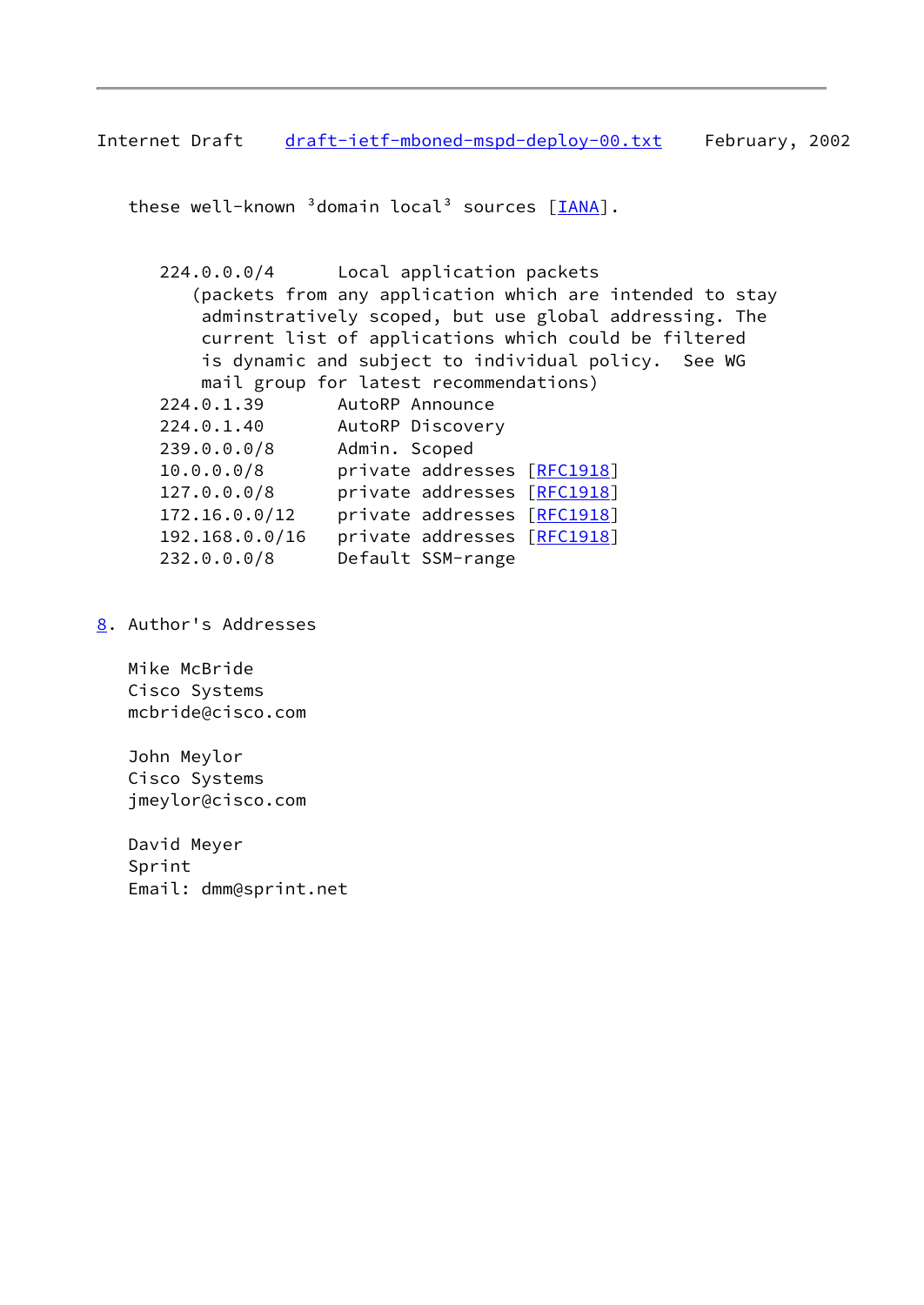these well-known ³domain local³ sources [IANA].

```
224.0.0.0/4      Local application packets
   (packets from any application which are intended to stay
    adminstratively scoped, but use global addressing. The
    current list of applications which could be filtered
    is dynamic and subject to individual policy.  See WG
    mail group for latest recommendations)
224.0.1.39       AutoRP Announce
224.0.1.40       AutoRP Discovery
239.0.0.0/8      Admin. Scoped
10.0.0.0/8       private addresses [RFC1918]
127.0.0.0/8      private addresses [RFC1918]
172.16.0.0/12    private addresses [RFC1918]
192.168.0.0/16   private addresses [RFC1918]
232.0.0.0/8      Default SSM-range
```

## 8. Author's Addresses

Mike McBride
Cisco Systems
mcbride@cisco.com

John Meylor
Cisco Systems
jmeylor@cisco.com

David Meyer
Sprint
Email: dmm@sprint.net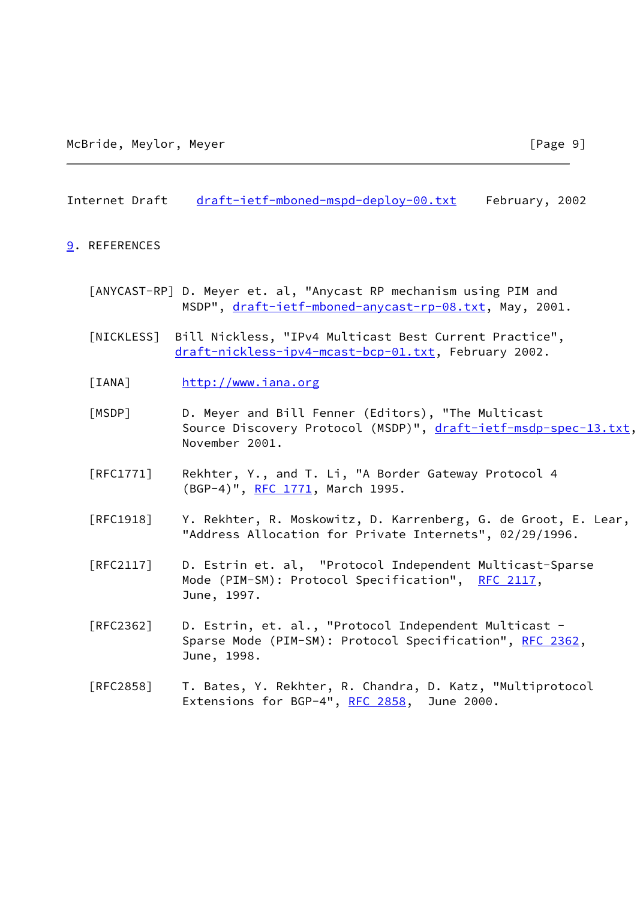## 9. REFERENCES

[ANYCAST-RP] D. Meyer et. al, "Anycast RP mechanism using PIM and MSDP", draft-ietf-mboned-anycast-rp-08.txt, May, 2001.

[NICKLESS] Bill Nickless, "IPv4 Multicast Best Current Practice", draft-nickless-ipv4-mcast-bcp-01.txt, February 2002.

[IANA] http://www.iana.org

[MSDP] D. Meyer and Bill Fenner (Editors), "The Multicast Source Discovery Protocol (MSDP)", draft-ietf-msdp-spec-13.txt, November 2001.

[RFC1771] Rekhter, Y., and T. Li, "A Border Gateway Protocol 4 (BGP-4)", RFC 1771, March 1995.

[RFC1918] Y. Rekhter, R. Moskowitz, D. Karrenberg, G. de Groot, E. Lear, "Address Allocation for Private Internets", 02/29/1996.

[RFC2117] D. Estrin et. al, "Protocol Independent Multicast-Sparse Mode (PIM-SM): Protocol Specification", RFC 2117, June, 1997.

[RFC2362] D. Estrin, et. al., "Protocol Independent Multicast - Sparse Mode (PIM-SM): Protocol Specification", RFC 2362, June, 1998.

[RFC2858] T. Bates, Y. Rekhter, R. Chandra, D. Katz, "Multiprotocol Extensions for BGP-4", RFC 2858, June 2000.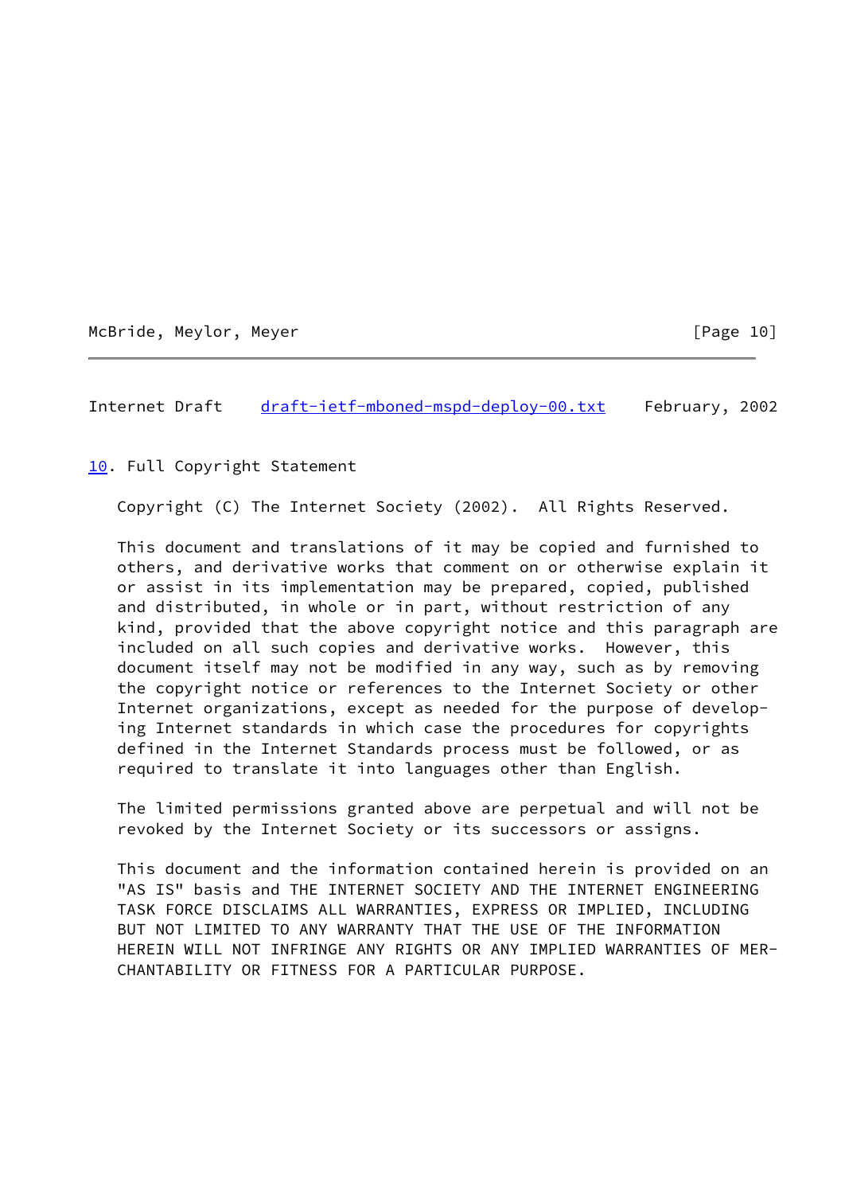## 10. Full Copyright Statement

Copyright (C) The Internet Society (2002). All Rights Reserved.

This document and translations of it may be copied and furnished to others, and derivative works that comment on or otherwise explain it or assist in its implementation may be prepared, copied, published and distributed, in whole or in part, without restriction of any kind, provided that the above copyright notice and this paragraph are included on all such copies and derivative works. However, this document itself may not be modified in any way, such as by removing the copyright notice or references to the Internet Society or other Internet organizations, except as needed for the purpose of developing Internet standards in which case the procedures for copyrights defined in the Internet Standards process must be followed, or as required to translate it into languages other than English.

The limited permissions granted above are perpetual and will not be revoked by the Internet Society or its successors or assigns.

This document and the information contained herein is provided on an "AS IS" basis and THE INTERNET SOCIETY AND THE INTERNET ENGINEERING TASK FORCE DISCLAIMS ALL WARRANTIES, EXPRESS OR IMPLIED, INCLUDING BUT NOT LIMITED TO ANY WARRANTY THAT THE USE OF THE INFORMATION HEREIN WILL NOT INFRINGE ANY RIGHTS OR ANY IMPLIED WARRANTIES OF MERCHANTABILITY OR FITNESS FOR A PARTICULAR PURPOSE.